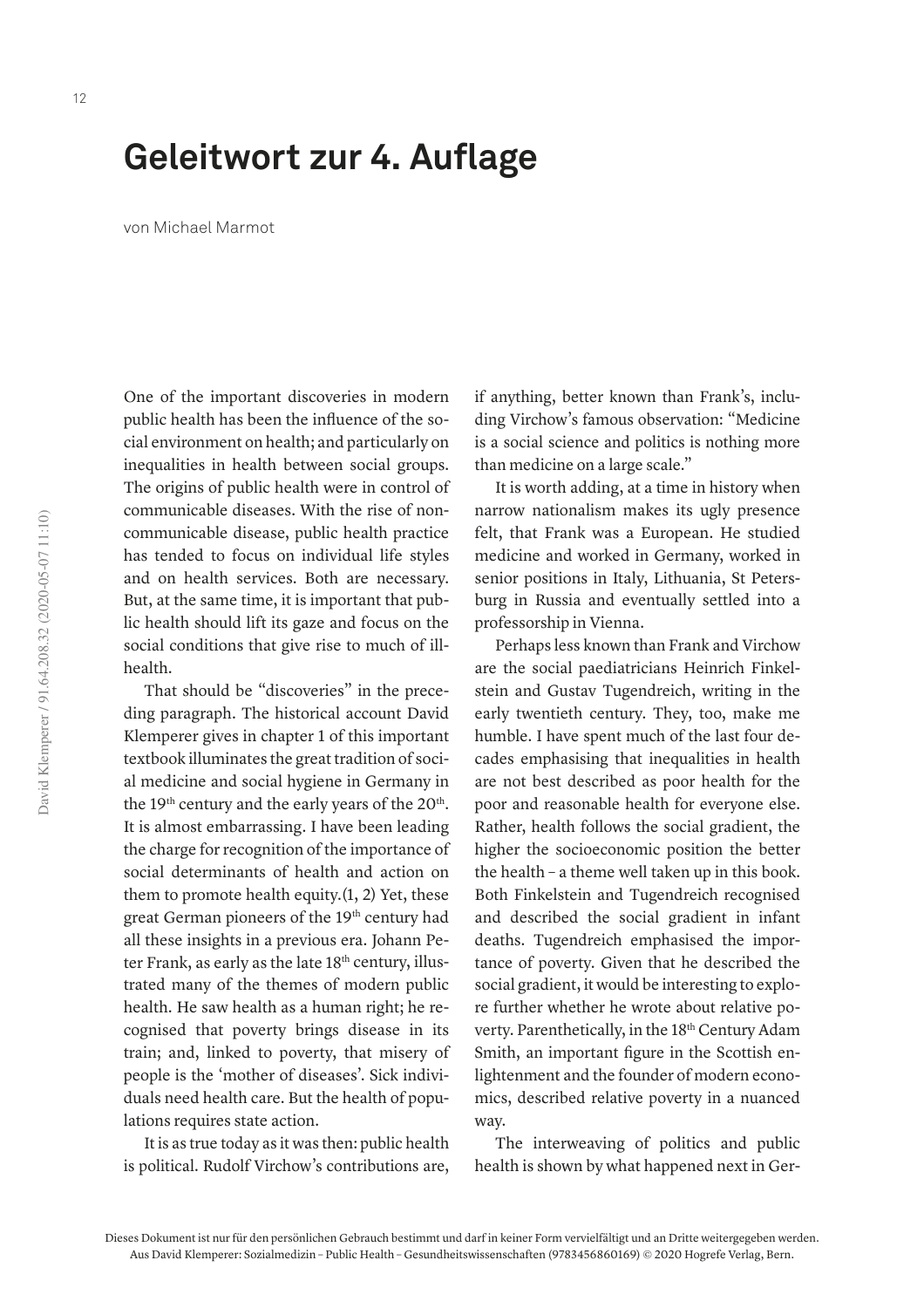# Geleitwort zur 4. Auflage

von Michael Marmot

One of the important discoveries in modern public health has been the influence of the social environment on health; and particularly on inequalities in health between social groups. The origins of public health were in control of communicable diseases. With the rise of non-communicable disease, public health practice has tended to focus on individual life styles and on health services. Both are necessary. But, at the same time, it is important that public health should lift its gaze and focus on the social conditions that give rise to much of ill-health.

That should be "discoveries" in the preceding paragraph. The historical account David Klemperer gives in chapter 1 of this important textbook illuminates the great tradition of social medicine and social hygiene in Germany in the 19th century and the early years of the 20th. It is almost embarrassing. I have been leading the charge for recognition of the importance of social determinants of health and action on them to promote health equity.(1, 2) Yet, these great German pioneers of the 19th century had all these insights in a previous era. Johann Peter Frank, as early as the late 18th century, illustrated many of the themes of modern public health. He saw health as a human right; he recognised that poverty brings disease in its train; and, linked to poverty, that misery of people is the 'mother of diseases'. Sick individuals need health care. But the health of populations requires state action.

It is as true today as it was then: public health is political. Rudolf Virchow's contributions are, if anything, better known than Frank's, including Virchow's famous observation: "Medicine is a social science and politics is nothing more than medicine on a large scale."

It is worth adding, at a time in history when narrow nationalism makes its ugly presence felt, that Frank was a European. He studied medicine and worked in Germany, worked in senior positions in Italy, Lithuania, St Petersburg in Russia and eventually settled into a professorship in Vienna.

Perhaps less known than Frank and Virchow are the social paediatricians Heinrich Finkelstein and Gustav Tugendreich, writing in the early twentieth century. They, too, make me humble. I have spent much of the last four decades emphasising that inequalities in health are not best described as poor health for the poor and reasonable health for everyone else. Rather, health follows the social gradient, the higher the socioeconomic position the better the health – a theme well taken up in this book. Both Finkelstein and Tugendreich recognised and described the social gradient in infant deaths. Tugendreich emphasised the importance of poverty. Given that he described the social gradient, it would be interesting to explore further whether he wrote about relative poverty. Parenthetically, in the 18th Century Adam Smith, an important figure in the Scottish enlightenment and the founder of modern economics, described relative poverty in a nuanced way.

The interweaving of politics and public health is shown by what happened next in Ger-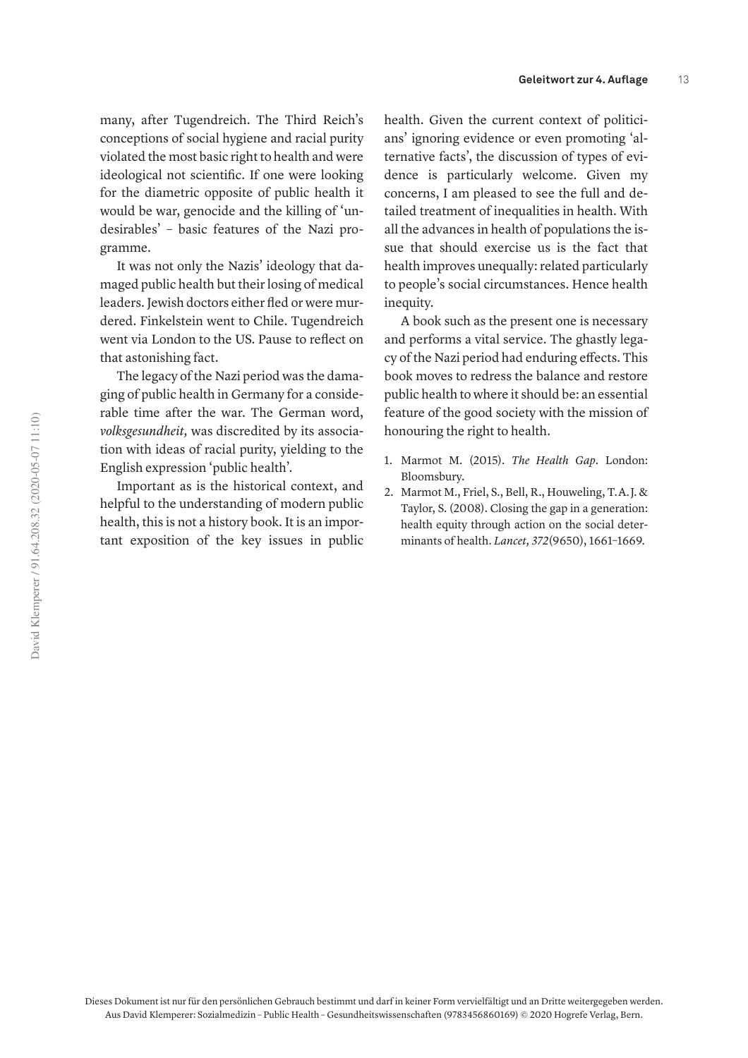many, after Tugendreich. The Third Reich's conceptions of social hygiene and racial purity violated the most basic right to health and were ideological not scientific. If one were looking for the diametric opposite of public health it would be war, genocide and the killing of 'undesirables' – basic features of the Nazi programme.

It was not only the Nazis' ideology that damaged public health but their losing of medical leaders. Jewish doctors either fled or were murdered. Finkelstein went to Chile. Tugendreich went via London to the US. Pause to reflect on that astonishing fact.

The legacy of the Nazi period was the damaging of public health in Germany for a considerable time after the war. The German word, *volksgesundheit,* was discredited by its association with ideas of racial purity, yielding to the English expression 'public health'.

Important as is the historical context, and helpful to the understanding of modern public health, this is not a history book. It is an important exposition of the key issues in public health. Given the current context of politicians' ignoring evidence or even promoting 'alternative facts', the discussion of types of evidence is particularly welcome. Given my concerns, I am pleased to see the full and detailed treatment of inequalities in health. With all the advances in health of populations the issue that should exercise us is the fact that health improves unequally: related particularly to people's social circumstances. Hence health inequity.

A book such as the present one is necessary and performs a vital service. The ghastly legacy of the Nazi period had enduring effects. This book moves to redress the balance and restore public health to where it should be: an essential feature of the good society with the mission of honouring the right to health.

1. Marmot M. (2015). *The Health Gap*. London: Bloomsbury.
2. Marmot M., Friel, S., Bell, R., Houweling, T.A.J. & Taylor, S. (2008). Closing the gap in a generation: health equity through action on the social determinants of health. *Lancet, 372*(9650), 1661–1669.